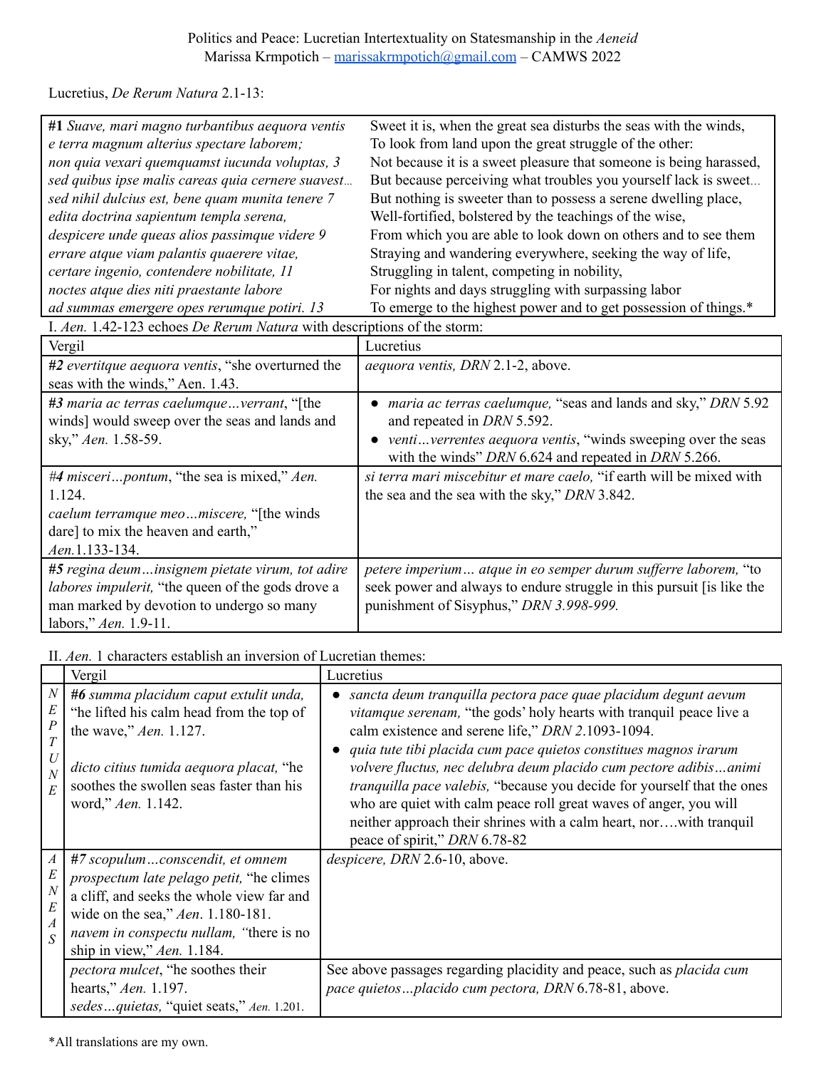Politics and Peace: Lucretian Intertextuality on Statesmanship in the *Aeneid*
Marissa Krmpotich – marissakrmpotich@gmail.com – CAMWS 2022

Lucretius, *De Rerum Natura* 2.1-13:

| | |
|---|---|
| **#1** *Suave, mari magno turbantibus aequora ventis* | Sweet it is, when the great sea disturbs the seas with the winds, |
| *e terra magnum alterius spectare laborem;* | To look from land upon the great struggle of the other: |
| *non quia vexari quemquamst iucunda voluptas, 3* | Not because it is a sweet pleasure that someone is being harassed, |
| *sed quibus ipse malis careas quia cernere suavest…* | But because perceiving what troubles you yourself lack is sweet… |
| *sed nihil dulcius est, bene quam munita tenere 7* | But nothing is sweeter than to possess a serene dwelling place, |
| *edita doctrina sapientum templa serena,* | Well-fortified, bolstered by the teachings of the wise, |
| *despicere unde queas alios passimque videre 9* | From which you are able to look down on others and to see them |
| *errare atque viam palantis quaerere vitae,* | Straying and wandering everywhere, seeking the way of life, |
| *certare ingenio, contendere nobilitate, 11* | Struggling in talent, competing in nobility, |
| *noctes atque dies niti praestante labore* | For nights and days struggling with surpassing labor |
| *ad summas emergere opes rerumque potiri. 13* | To emerge to the highest power and to get possession of things.* |

I. *Aen.* 1.42-123 echoes *De Rerum Natura* with descriptions of the storm:

| Vergil | Lucretius |
|---|---|
| ***#2*** *evertitque aequora ventis*, "she overturned the seas with the winds," Aen. 1.43. | *aequora ventis, DRN* 2.1-2, above. |
| ***#3*** *maria ac terras caelumque…verrant*, "[the winds] would sweep over the seas and lands and sky," *Aen.* 1.58-59. | • *maria ac terras caelumque,* "seas and lands and sky," *DRN* 5.92 and repeated in *DRN* 5.592.<br>• *venti…verrentes aequora ventis*, "winds sweeping over the seas with the winds" *DRN* 6.624 and repeated in *DRN* 5.266. |
| *#4 misceri…pontum*, "the sea is mixed," *Aen.* 1.124.<br>*caelum terramque meo…miscere,* "[the winds dare] to mix the heaven and earth," *Aen.*1.133-134. | *si terra mari miscebitur et mare caelo,* "if earth will be mixed with the sea and the sea with the sky," *DRN* 3.842. |
| ***#5*** *regina deum…insignem pietate virum, tot adire labores impulerit,* "the queen of the gods drove a man marked by devotion to undergo so many labors," *Aen.* 1.9-11. | *petere imperium… atque in eo semper durum sufferre laborem,* "to seek power and always to endure struggle in this pursuit [is like the punishment of Sisyphus," *DRN 3.998-999.* |

II. *Aen.* 1 characters establish an inversion of Lucretian themes:

| | Vergil | Lucretius |
|---|---|---|
| NEPTUNE | ***#6*** *summa placidum caput extulit unda,* "he lifted his calm head from the top of the wave," *Aen.* 1.127.<br><br>*dicto citius tumida aequora placat,* "he soothes the swollen seas faster than his word," *Aen.* 1.142. | • *sancta deum tranquilla pectora pace quae placidum degunt aevum vitamque serenam,* "the gods' holy hearts with tranquil peace live a calm existence and serene life," *DRN* 2.1093-1094.<br>• *quia tute tibi placida cum pace quietos constitues magnos irarum volvere fluctus, nec delubra deum placido cum pectore adibis…animi tranquilla pace valebis,* "because you decide for yourself that the ones who are quiet with calm peace roll great waves of anger, you will neither approach their shrines with a calm heart, nor….with tranquil peace of spirit," *DRN* 6.78-82 |
| AENEAS | ***#7*** *scopulum…conscendit, et omnem prospectum late pelago petit,* "he climes a cliff, and seeks the whole view far and wide on the sea," *Aen.* 1.180-181.<br>*navem in conspectu nullam, "*there is no ship in view," *Aen.* 1.184. | *despicere, DRN* 2.6-10, above. |
| | *pectora mulcet*, "he soothes their hearts," *Aen.* 1.197.<br>*sedes…quietas,* "quiet seats," *Aen.* 1.201. | See above passages regarding placidity and peace, such as *placida cum pace quietos…placido cum pectora, DRN* 6.78-81, above. |

*All translations are my own.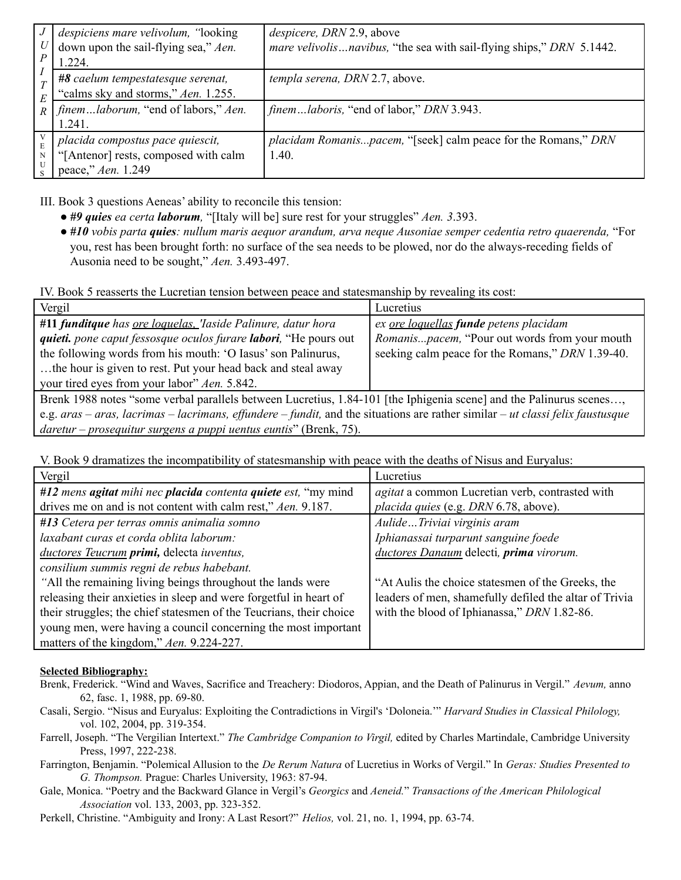| | | |
|---|---|---|
| JUPITER | *despiciens mare velivolum,* "looking down upon the sail-flying sea," *Aen.* 1.224. | *despicere, DRN* 2.9, above<br>*mare velivolis…navibus,* "the sea with sail-flying ships," *DRN* 5.1442. |
| | ***#8*** *caelum tempestatesque serenat,* "calms sky and storms," *Aen.* 1.255. | *templa serena, DRN* 2.7, above. |
| | *finem…laborum,* "end of labors," *Aen.* 1.241. | *finem…laboris,* "end of labor," *DRN* 3.943. |
| VENUS | *placida compostus pace quiescit,* "[Antenor] rests, composed with calm peace," *Aen.* 1.249 | *placidam Romanis...pacem,* "[seek] calm peace for the Romans," *DRN* 1.40. |

III. Book 3 questions Aeneas' ability to reconcile this tension:

- ***#9 quies*** *ea certa* ***laborum,*** "[Italy will be] sure rest for your struggles" *Aen. 3*.393.
- ***#10*** *vobis parta* ***quies****: nullum maris aequor arandum, arva neque Ausoniae semper cedentia retro quaerenda,* "For you, rest has been brought forth: no surface of the sea needs to be plowed, nor do the always-receding fields of Ausonia need to be sought," *Aen.* 3.493-497.

IV. Book 5 reasserts the Lucretian tension between peace and statesmanship by revealing its cost:

| Vergil | Lucretius |
|---|---|
| **#11** ***funditque*** *has* <u>*ore loquelas,*</u> *'Iaside Palinure, datur hora* ***quieti.*** *pone caput fessosque oculos furare* ***labori,*** "He pours out the following words from his mouth: 'O Iasus' son Palinurus, …the hour is given to rest. Put your head back and steal away your tired eyes from your labor" *Aen.* 5.842. | *ex* <u>*ore loquellas*</u> ***funde*** *petens placidam Romanis...pacem,* "Pour out words from your mouth seeking calm peace for the Romans," *DRN* 1.39-40. |
| Brenk 1988 notes "some verbal parallels between Lucretius, 1.84-101 [the Iphigenia scene] and the Palinurus scenes…, e.g. *aras – aras, lacrimas – lacrimans, effundere – fundit,* and the situations are rather similar – *ut classi felix faustusque daretur – prosequitur surgens a puppi uentus euntis*" (Brenk, 75). | |

V. Book 9 dramatizes the incompatibility of statesmanship with peace with the deaths of Nisus and Euryalus:

| Vergil | Lucretius |
|---|---|
| ***#12*** *mens* ***agitat*** *mihi nec* ***placida*** *contenta* ***quiete*** *est,* "my mind drives me on and is not content with calm rest," *Aen.* 9.187. | *agitat* a common Lucretian verb, contrasted with *placida quies* (e.g. *DRN* 6.78, above). |
| ***#13*** *Cetera per terras omnis animalia somno*<br>*laxabant curas et corda oblita laborum:*<br><u>*ductores Teucrum*</u> ***primi,*** delecta *iuventus,*<br>*consilium summis regni de rebus habebant.*<br>"All the remaining living beings throughout the lands were releasing their anxieties in sleep and were forgetful in heart of their struggles; the chief statesmen of the Teucrians, their choice young men, were having a council concerning the most important matters of the kingdom," *Aen.* 9.224-227. | *Aulide…Triviai virginis aram*<br>*Iphianassai turparunt sanguine foede*<br><u>*ductores Danaum*</u> delecti*,* ***prima*** *virorum.*<br><br>"At Aulis the choice statesmen of the Greeks, the leaders of men, shamefully defiled the altar of Trivia with the blood of Iphianassa," *DRN* 1.82-86. |

**<u>Selected Bibliography:</u>**

Brenk, Frederick. "Wind and Waves, Sacrifice and Treachery: Diodoros, Appian, and the Death of Palinurus in Vergil." *Aevum,* anno 62, fasc. 1, 1988, pp. 69-80.

Casali, Sergio. "Nisus and Euryalus: Exploiting the Contradictions in Virgil's 'Doloneia.'" *Harvard Studies in Classical Philology,* vol. 102, 2004, pp. 319-354.

Farrell, Joseph. "The Vergilian Intertext." *The Cambridge Companion to Virgil,* edited by Charles Martindale, Cambridge University Press, 1997, 222-238.

Farrington, Benjamin. "Polemical Allusion to the *De Rerum Natura* of Lucretius in Works of Vergil." In *Geras: Studies Presented to G. Thompson.* Prague: Charles University, 1963: 87-94.

Gale, Monica. "Poetry and the Backward Glance in Vergil's *Georgics* and *Aeneid.*" *Transactions of the American Philological Association* vol. 133, 2003, pp. 323-352.

Perkell, Christine. "Ambiguity and Irony: A Last Resort?" *Helios,* vol. 21, no. 1, 1994, pp. 63-74.